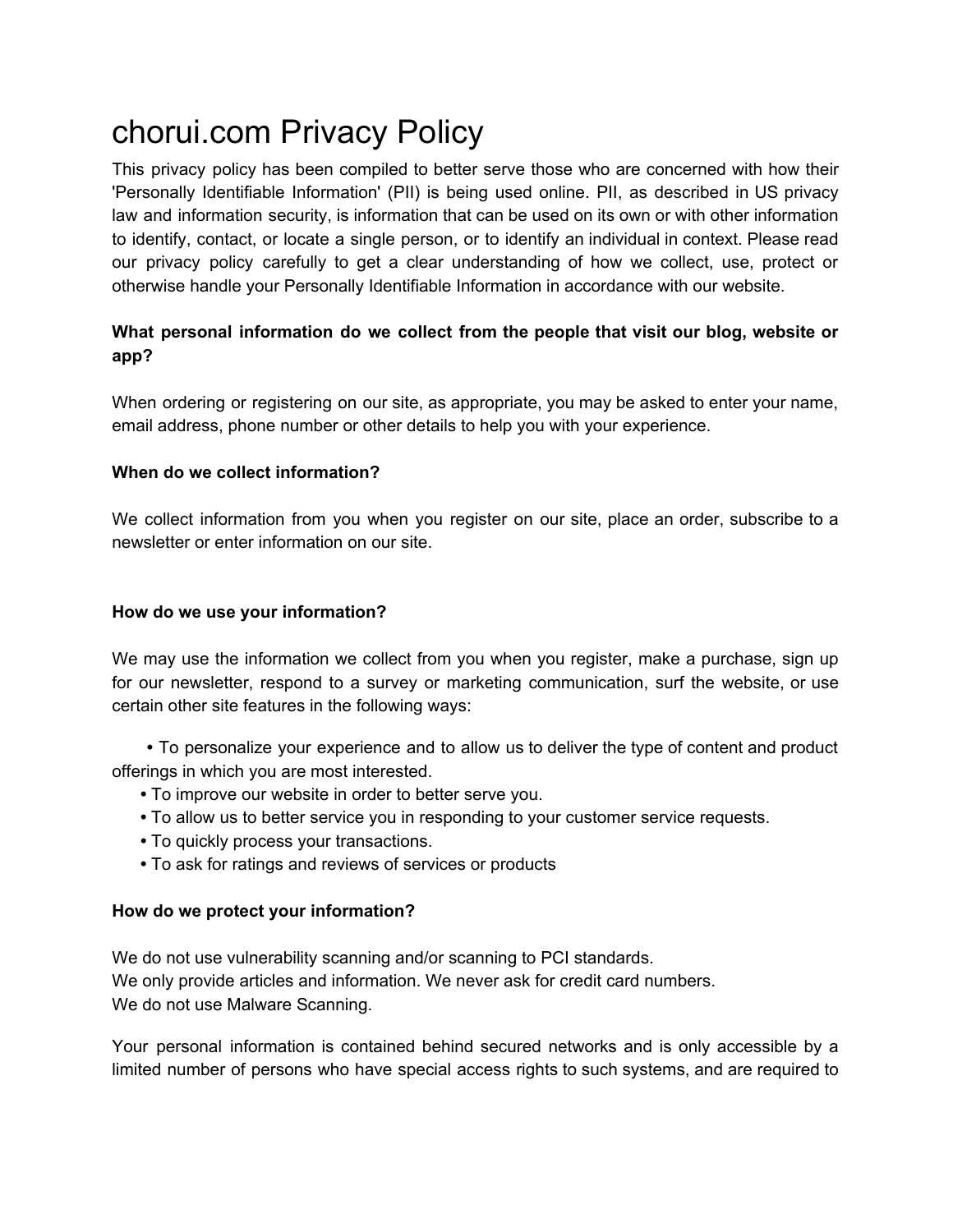# chorui.com Privacy Policy

This privacy policy has been compiled to better serve those who are concerned with how their 'Personally Identifiable Information' (PII) is being used online. PII, as described in US privacy law and information security, is information that can be used on its own or with other information to identify, contact, or locate a single person, or to identify an individual in context. Please read our privacy policy carefully to get a clear understanding of how we collect, use, protect or otherwise handle your Personally Identifiable Information in accordance with our website.

**What personal information do we collect from the people that visit our blog, website or app?**

When ordering or registering on our site, as appropriate, you may be asked to enter your name, email address, phone number or other details to help you with your experience.

**When do we collect information?**

We collect information from you when you register on our site, place an order, subscribe to a newsletter or enter information on our site.

**How do we use your information?**

We may use the information we collect from you when you register, make a purchase, sign up for our newsletter, respond to a survey or marketing communication, surf the website, or use certain other site features in the following ways:

- To personalize your experience and to allow us to deliver the type of content and product offerings in which you are most interested.
- To improve our website in order to better serve you.
- To allow us to better service you in responding to your customer service requests.
- To quickly process your transactions.
- To ask for ratings and reviews of services or products

**How do we protect your information?**

We do not use vulnerability scanning and/or scanning to PCI standards.
We only provide articles and information. We never ask for credit card numbers.
We do not use Malware Scanning.

Your personal information is contained behind secured networks and is only accessible by a limited number of persons who have special access rights to such systems, and are required to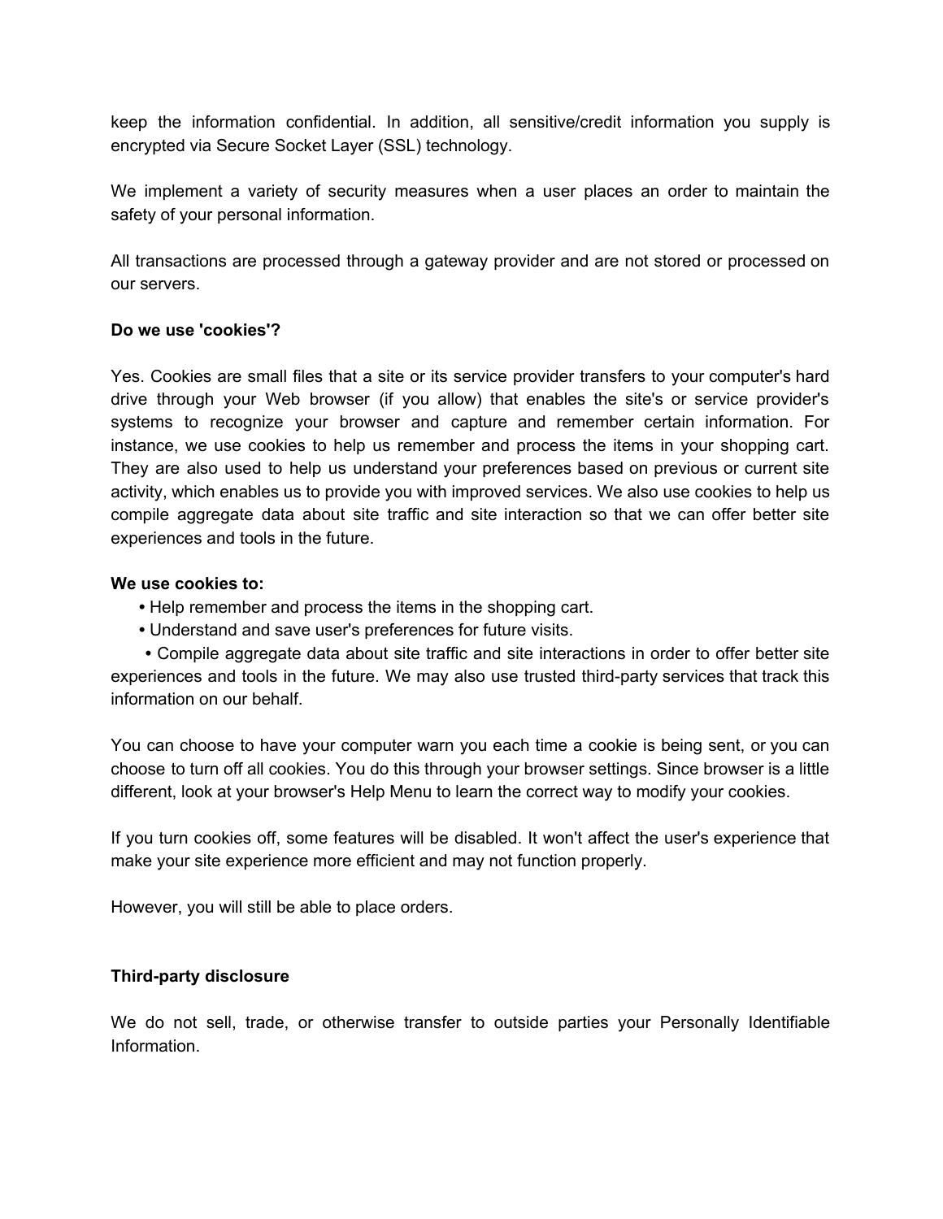keep the information confidential. In addition, all sensitive/credit information you supply is encrypted via Secure Socket Layer (SSL) technology.

We implement a variety of security measures when a user places an order to maintain the safety of your personal information.

All transactions are processed through a gateway provider and are not stored or processed on our servers.

**Do we use 'cookies'?**

Yes. Cookies are small files that a site or its service provider transfers to your computer's hard drive through your Web browser (if you allow) that enables the site's or service provider's systems to recognize your browser and capture and remember certain information. For instance, we use cookies to help us remember and process the items in your shopping cart. They are also used to help us understand your preferences based on previous or current site activity, which enables us to provide you with improved services. We also use cookies to help us compile aggregate data about site traffic and site interaction so that we can offer better site experiences and tools in the future.

**We use cookies to:**

- Help remember and process the items in the shopping cart.
- Understand and save user's preferences for future visits.
- Compile aggregate data about site traffic and site interactions in order to offer better site experiences and tools in the future. We may also use trusted third-party services that track this information on our behalf.

You can choose to have your computer warn you each time a cookie is being sent, or you can choose to turn off all cookies. You do this through your browser settings. Since browser is a little different, look at your browser's Help Menu to learn the correct way to modify your cookies.

If you turn cookies off, some features will be disabled. It won't affect the user's experience that make your site experience more efficient and may not function properly.

However, you will still be able to place orders.

**Third-party disclosure**

We do not sell, trade, or otherwise transfer to outside parties your Personally Identifiable Information.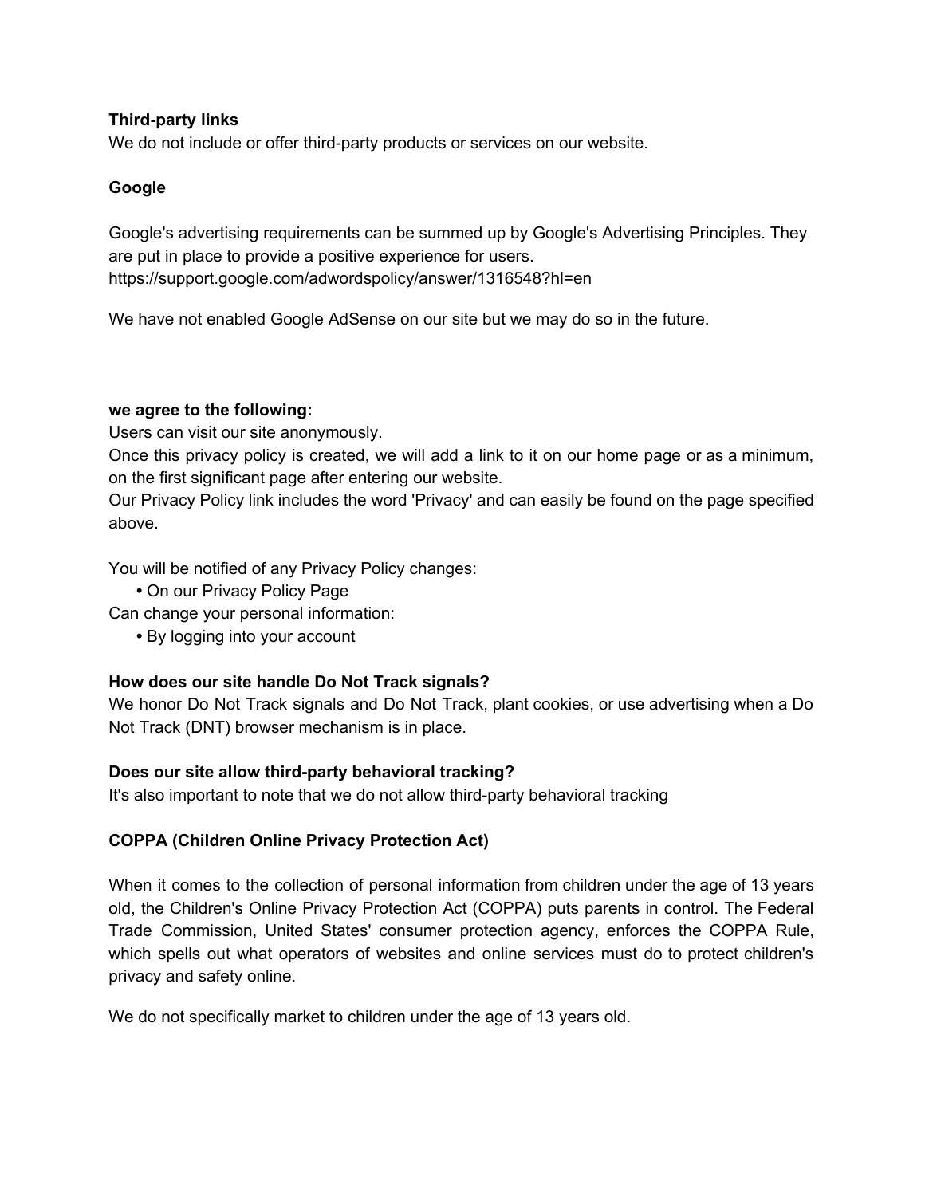**Third-party links**
We do not include or offer third-party products or services on our website.

**Google**

Google's advertising requirements can be summed up by Google's Advertising Principles. They are put in place to provide a positive experience for users.
https://support.google.com/adwordspolicy/answer/1316548?hl=en

We have not enabled Google AdSense on our site but we may do so in the future.

**we agree to the following:**
Users can visit our site anonymously.
Once this privacy policy is created, we will add a link to it on our home page or as a minimum, on the first significant page after entering our website.
Our Privacy Policy link includes the word 'Privacy' and can easily be found on the page specified above.

You will be notified of any Privacy Policy changes:

- On our Privacy Policy Page

Can change your personal information:

- By logging into your account

**How does our site handle Do Not Track signals?**
We honor Do Not Track signals and Do Not Track, plant cookies, or use advertising when a Do Not Track (DNT) browser mechanism is in place.

**Does our site allow third-party behavioral tracking?**
It's also important to note that we do not allow third-party behavioral tracking

**COPPA (Children Online Privacy Protection Act)**

When it comes to the collection of personal information from children under the age of 13 years old, the Children's Online Privacy Protection Act (COPPA) puts parents in control. The Federal Trade Commission, United States' consumer protection agency, enforces the COPPA Rule, which spells out what operators of websites and online services must do to protect children's privacy and safety online.

We do not specifically market to children under the age of 13 years old.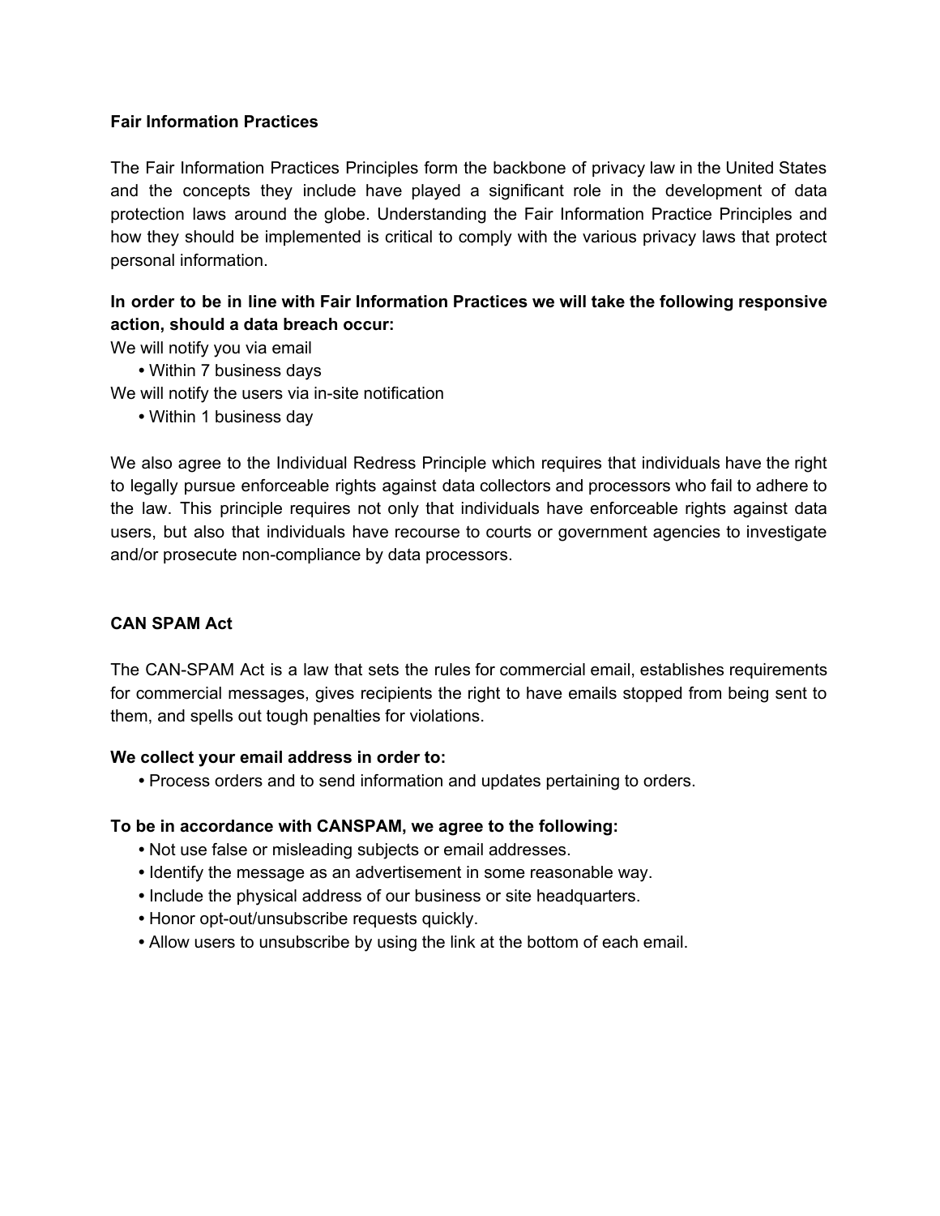## Fair Information Practices

The Fair Information Practices Principles form the backbone of privacy law in the United States and the concepts they include have played a significant role in the development of data protection laws around the globe. Understanding the Fair Information Practice Principles and how they should be implemented is critical to comply with the various privacy laws that protect personal information.

**In order to be in line with Fair Information Practices we will take the following responsive action, should a data breach occur:**

We will notify you via email

- Within 7 business days

We will notify the users via in-site notification

- Within 1 business day

We also agree to the Individual Redress Principle which requires that individuals have the right to legally pursue enforceable rights against data collectors and processors who fail to adhere to the law. This principle requires not only that individuals have enforceable rights against data users, but also that individuals have recourse to courts or government agencies to investigate and/or prosecute non-compliance by data processors.

## CAN SPAM Act

The CAN-SPAM Act is a law that sets the rules for commercial email, establishes requirements for commercial messages, gives recipients the right to have emails stopped from being sent to them, and spells out tough penalties for violations.

**We collect your email address in order to:**

- Process orders and to send information and updates pertaining to orders.

**To be in accordance with CANSPAM, we agree to the following:**

- Not use false or misleading subjects or email addresses.
- Identify the message as an advertisement in some reasonable way.
- Include the physical address of our business or site headquarters.
- Honor opt-out/unsubscribe requests quickly.
- Allow users to unsubscribe by using the link at the bottom of each email.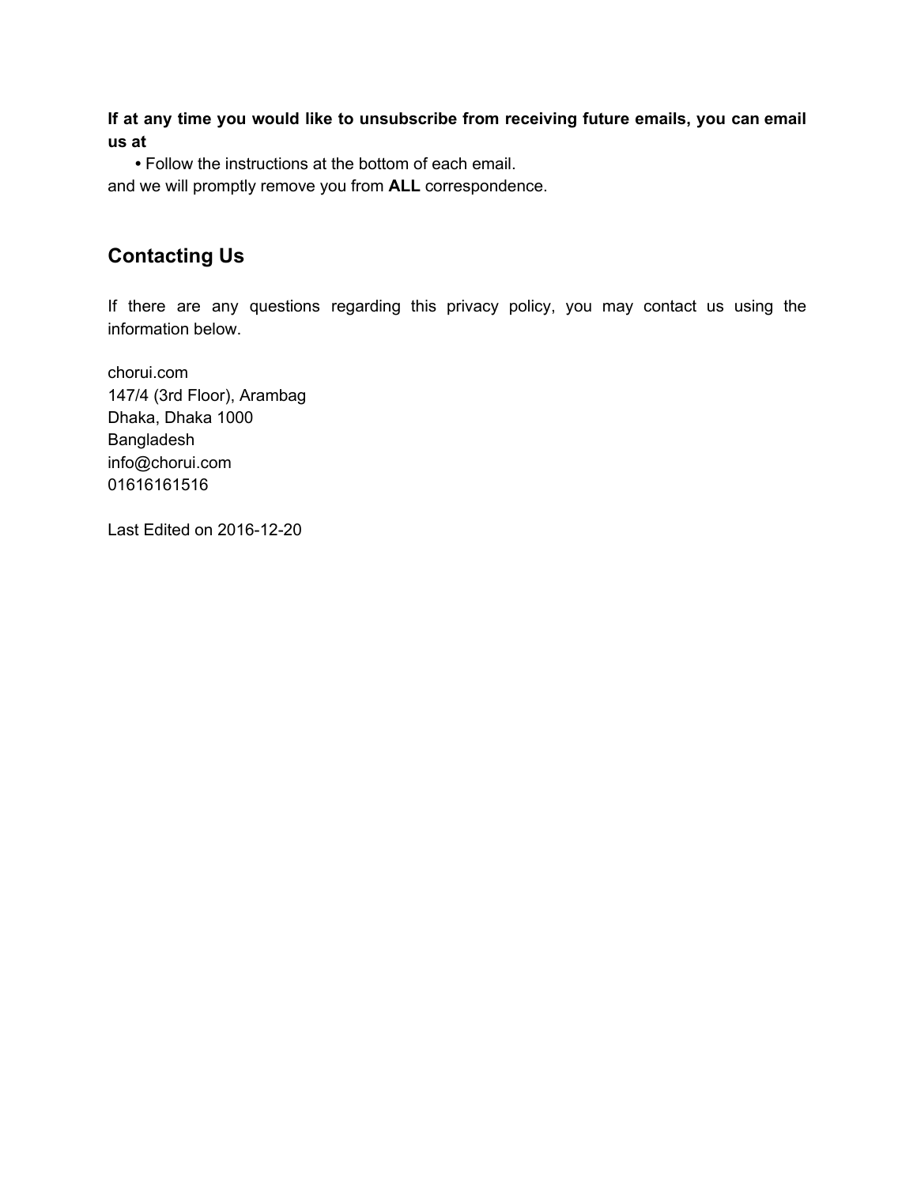**If at any time you would like to unsubscribe from receiving future emails, you can email us at**

- Follow the instructions at the bottom of each email.

and we will promptly remove you from **ALL** correspondence.

## Contacting Us

If there are any questions regarding this privacy policy, you may contact us using the information below.

chorui.com
147/4 (3rd Floor), Arambag
Dhaka, Dhaka 1000
Bangladesh
info@chorui.com
01616161516

Last Edited on 2016-12-20